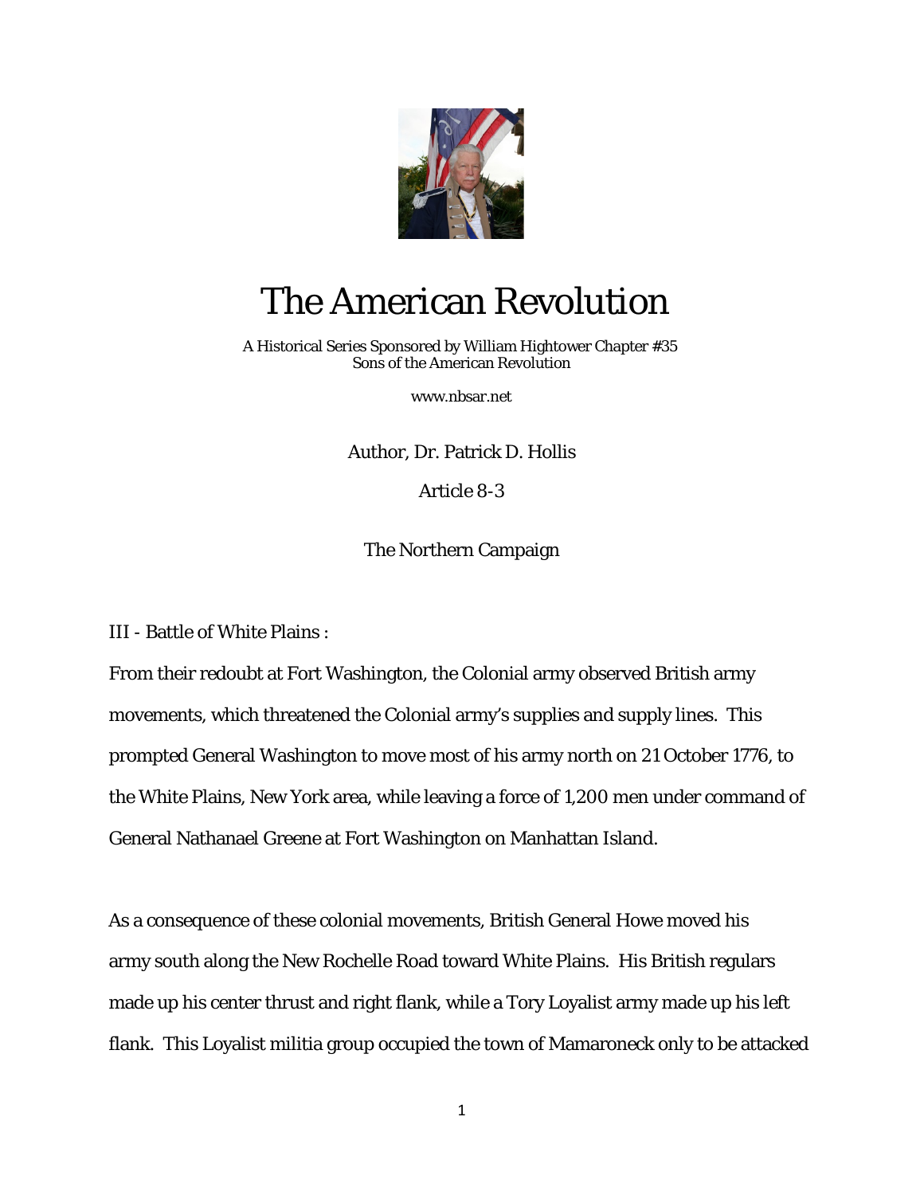# The American Revolution

A Historical Series Sponsored by William Hightower Chapter #35
Sons of the American Revolution

www.nbsar.net

Author, Dr. Patrick D. Hollis

Article 8-3

The Northern Campaign

III - Battle of White Plains :

From their redoubt at Fort Washington, the Colonial army observed British army movements, which threatened the Colonial army's supplies and supply lines. This prompted General Washington to move most of his army north on 21 October 1776, to the White Plains, New York area, while leaving a force of 1,200 men under command of General Nathanael Greene at Fort Washington on Manhattan Island.

As a consequence of these colonial movements, British General Howe moved his army south along the New Rochelle Road toward White Plains. His British regulars made up his center thrust and right flank, while a Tory Loyalist army made up his left flank. This Loyalist militia group occupied the town of Mamaroneck only to be attacked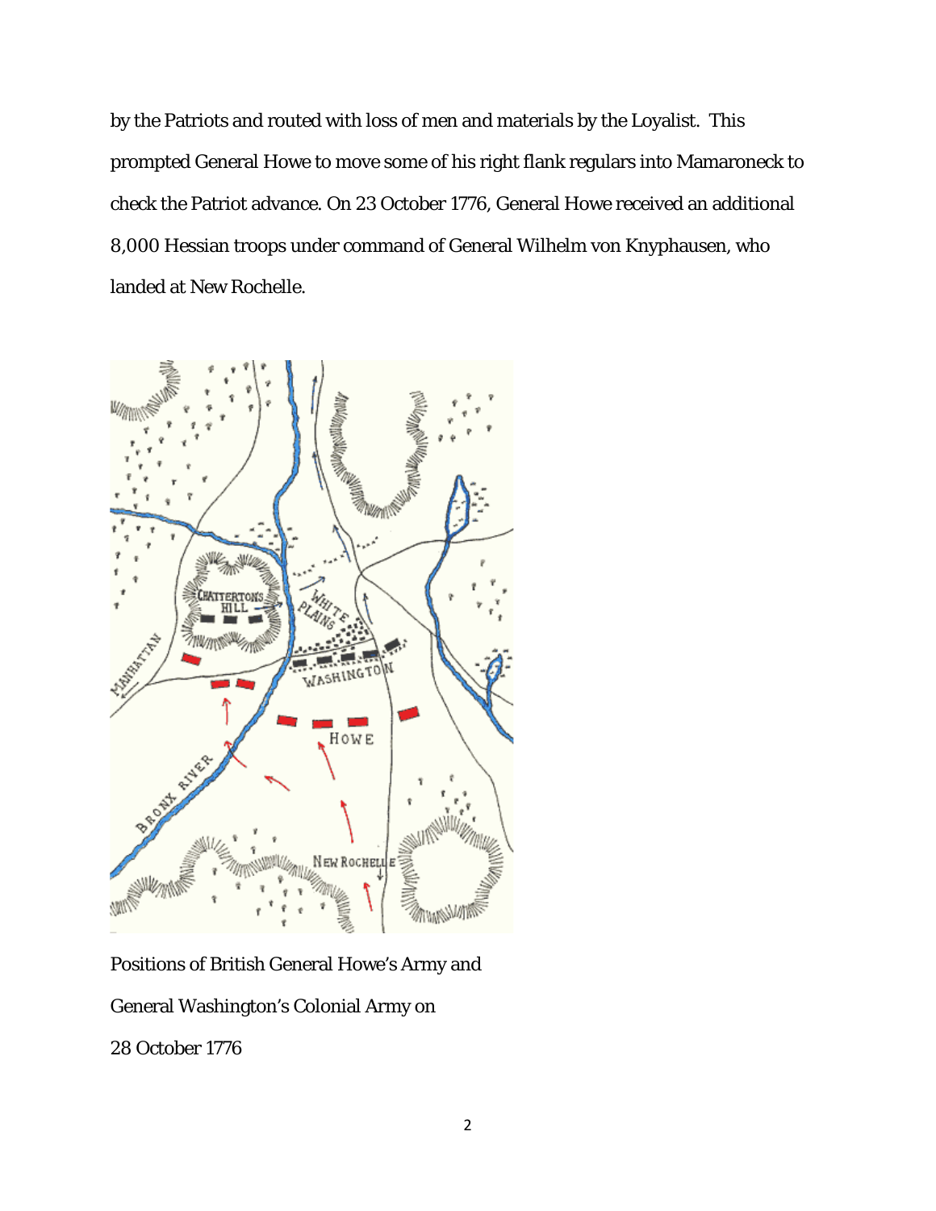by the Patriots and routed with loss of men and materials by the Loyalist. This prompted General Howe to move some of his right flank regulars into Mamaroneck to check the Patriot advance. On 23 October 1776, General Howe received an additional 8,000 Hessian troops under command of General Wilhelm von Knyphausen, who landed at New Rochelle.

Positions of British General Howe's Army and General Washington's Colonial Army on 28 October 1776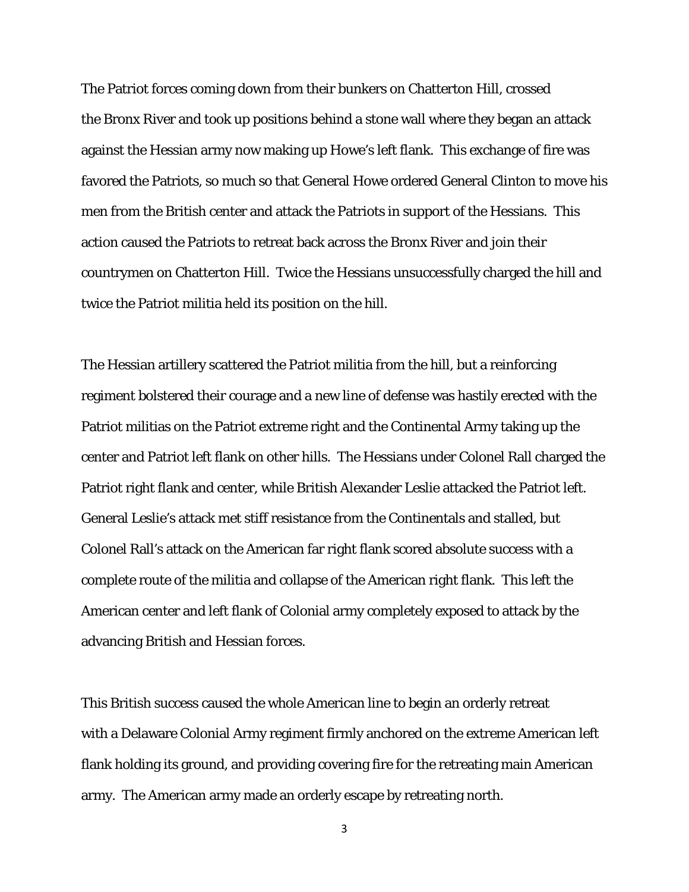The Patriot forces coming down from their bunkers on Chatterton Hill, crossed the Bronx River and took up positions behind a stone wall where they began an attack against the Hessian army now making up Howe's left flank. This exchange of fire was favored the Patriots, so much so that General Howe ordered General Clinton to move his men from the British center and attack the Patriots in support of the Hessians. This action caused the Patriots to retreat back across the Bronx River and join their countrymen on Chatterton Hill. Twice the Hessians unsuccessfully charged the hill and twice the Patriot militia held its position on the hill.

The Hessian artillery scattered the Patriot militia from the hill, but a reinforcing regiment bolstered their courage and a new line of defense was hastily erected with the Patriot militias on the Patriot extreme right and the Continental Army taking up the center and Patriot left flank on other hills. The Hessians under Colonel Rall charged the Patriot right flank and center, while British Alexander Leslie attacked the Patriot left. General Leslie's attack met stiff resistance from the Continentals and stalled, but Colonel Rall's attack on the American far right flank scored absolute success with a complete route of the militia and collapse of the American right flank. This left the American center and left flank of Colonial army completely exposed to attack by the advancing British and Hessian forces.

This British success caused the whole American line to begin an orderly retreat with a Delaware Colonial Army regiment firmly anchored on the extreme American left flank holding its ground, and providing covering fire for the retreating main American army. The American army made an orderly escape by retreating north.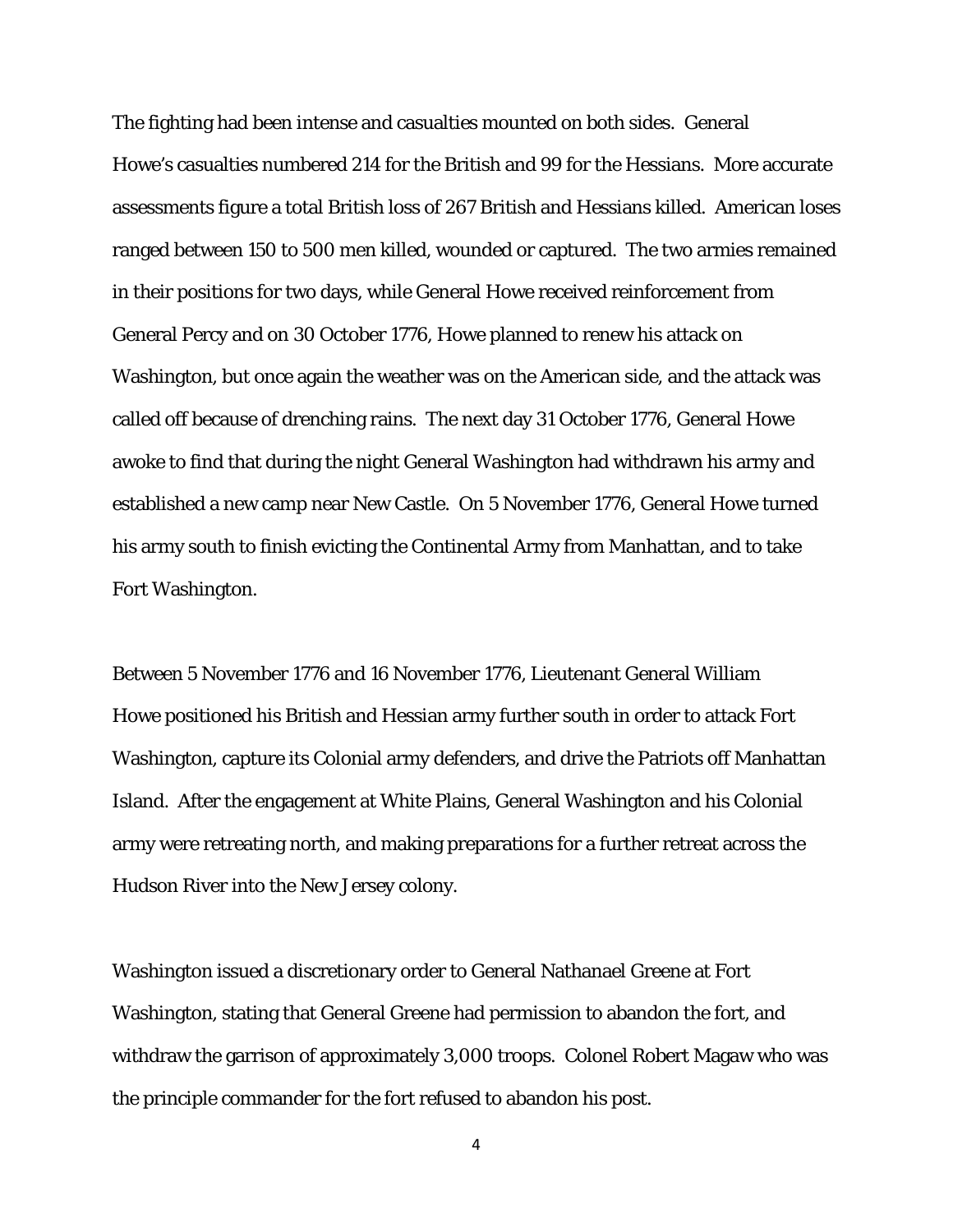The fighting had been intense and casualties mounted on both sides. General Howe's casualties numbered 214 for the British and 99 for the Hessians. More accurate assessments figure a total British loss of 267 British and Hessians killed. American loses ranged between 150 to 500 men killed, wounded or captured. The two armies remained in their positions for two days, while General Howe received reinforcement from General Percy and on 30 October 1776, Howe planned to renew his attack on Washington, but once again the weather was on the American side, and the attack was called off because of drenching rains. The next day 31 October 1776, General Howe awoke to find that during the night General Washington had withdrawn his army and established a new camp near New Castle. On 5 November 1776, General Howe turned his army south to finish evicting the Continental Army from Manhattan, and to take Fort Washington.

Between 5 November 1776 and 16 November 1776, Lieutenant General William Howe positioned his British and Hessian army further south in order to attack Fort Washington, capture its Colonial army defenders, and drive the Patriots off Manhattan Island. After the engagement at White Plains, General Washington and his Colonial army were retreating north, and making preparations for a further retreat across the Hudson River into the New Jersey colony.

Washington issued a discretionary order to General Nathanael Greene at Fort Washington, stating that General Greene had permission to abandon the fort, and withdraw the garrison of approximately 3,000 troops. Colonel Robert Magaw who was the principle commander for the fort refused to abandon his post.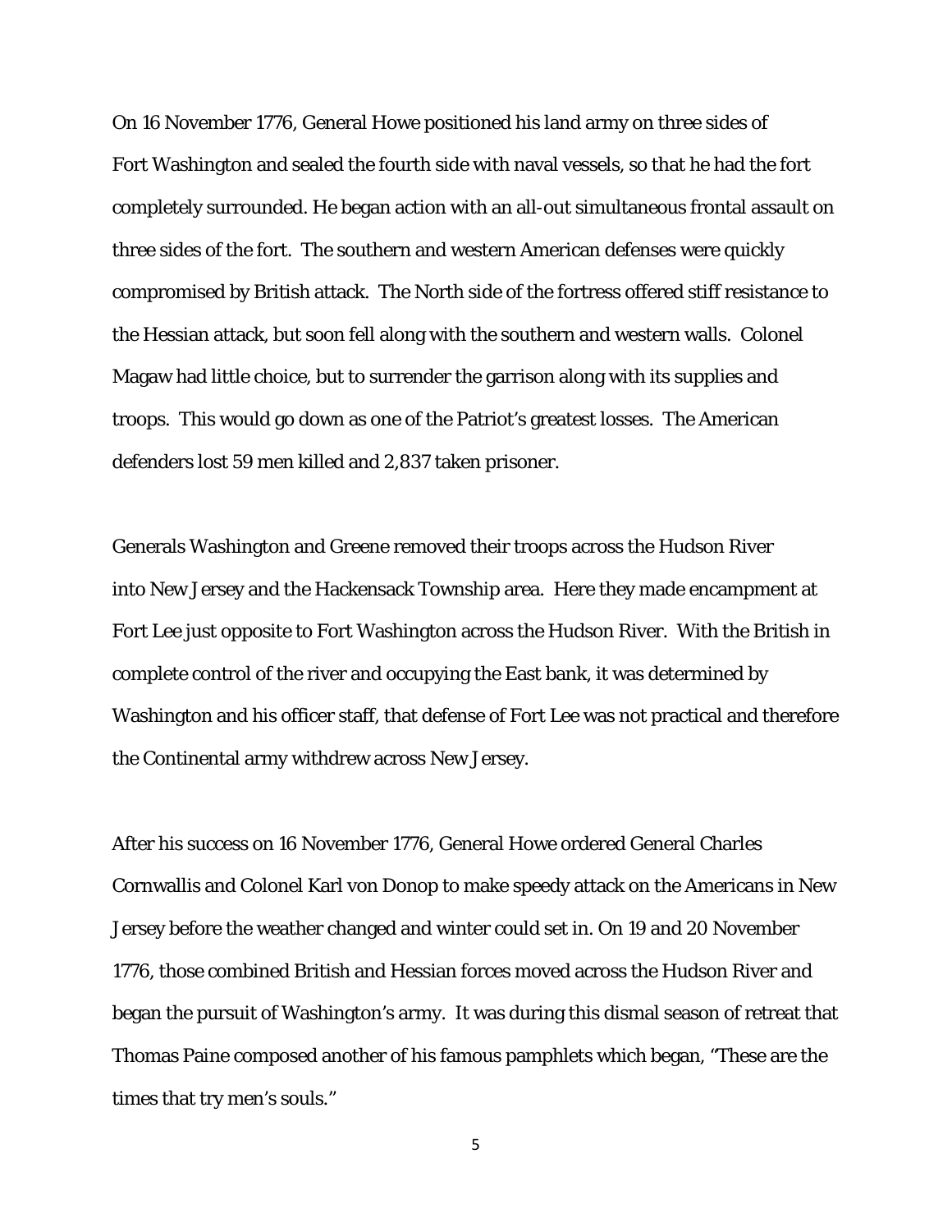On 16 November 1776, General Howe positioned his land army on three sides of Fort Washington and sealed the fourth side with naval vessels, so that he had the fort completely surrounded. He began action with an all-out simultaneous frontal assault on three sides of the fort. The southern and western American defenses were quickly compromised by British attack. The North side of the fortress offered stiff resistance to the Hessian attack, but soon fell along with the southern and western walls. Colonel Magaw had little choice, but to surrender the garrison along with its supplies and troops. This would go down as one of the Patriot's greatest losses. The American defenders lost 59 men killed and 2,837 taken prisoner.

Generals Washington and Greene removed their troops across the Hudson River into New Jersey and the Hackensack Township area. Here they made encampment at Fort Lee just opposite to Fort Washington across the Hudson River. With the British in complete control of the river and occupying the East bank, it was determined by Washington and his officer staff, that defense of Fort Lee was not practical and therefore the Continental army withdrew across New Jersey.

After his success on 16 November 1776, General Howe ordered General Charles Cornwallis and Colonel Karl von Donop to make speedy attack on the Americans in New Jersey before the weather changed and winter could set in. On 19 and 20 November 1776, those combined British and Hessian forces moved across the Hudson River and began the pursuit of Washington's army. It was during this dismal season of retreat that Thomas Paine composed another of his famous pamphlets which began, "These are the times that try men's souls."